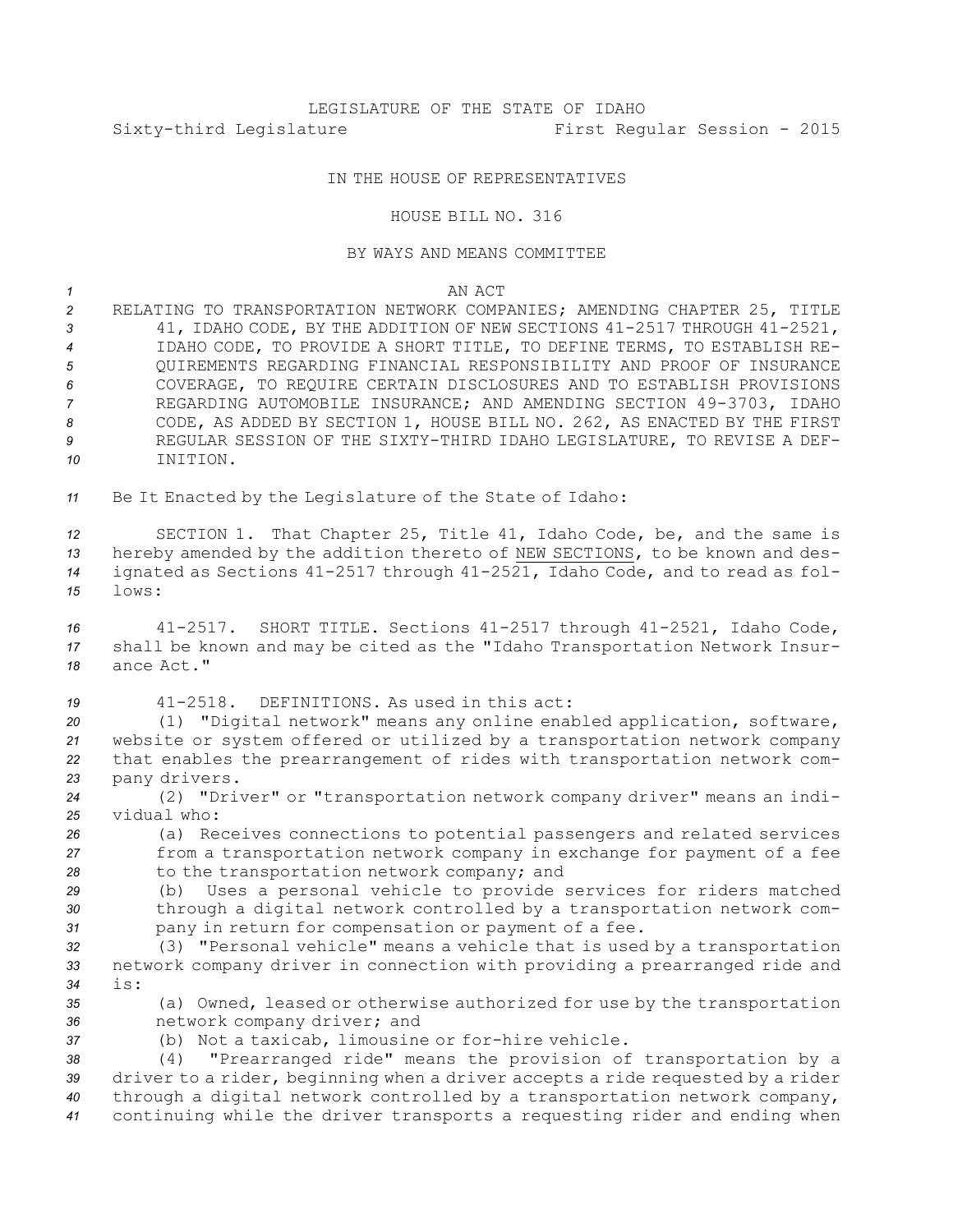LEGISLATURE OF THE STATE OF IDAHO

Sixty-third Legislature First Regular Session - 2015

IN THE HOUSE OF REPRESENTATIVES

HOUSE BILL NO. 316

BY WAYS AND MEANS COMMITTEE

AN ACT

RELATING TO TRANSPORTATION NETWORK COMPANIES; AMENDING CHAPTER 25, TITLE 41, IDAHO CODE, BY THE ADDITION OF NEW SECTIONS 41-2517 THROUGH 41-2521, IDAHO CODE, TO PROVIDE A SHORT TITLE, TO DEFINE TERMS, TO ESTABLISH REQUIREMENTS REGARDING FINANCIAL RESPONSIBILITY AND PROOF OF INSURANCE COVERAGE, TO REQUIRE CERTAIN DISCLOSURES AND TO ESTABLISH PROVISIONS REGARDING AUTOMOBILE INSURANCE; AND AMENDING SECTION 49-3703, IDAHO CODE, AS ADDED BY SECTION 1, HOUSE BILL NO. 262, AS ENACTED BY THE FIRST REGULAR SESSION OF THE SIXTY-THIRD IDAHO LEGISLATURE, TO REVISE A DEFINITION.

Be It Enacted by the Legislature of the State of Idaho:

SECTION 1. That Chapter 25, Title 41, Idaho Code, be, and the same is hereby amended by the addition thereto of NEW SECTIONS, to be known and designated as Sections 41-2517 through 41-2521, Idaho Code, and to read as follows:

41-2517. SHORT TITLE. Sections 41-2517 through 41-2521, Idaho Code, shall be known and may be cited as the "Idaho Transportation Network Insurance Act."

41-2518. DEFINITIONS. As used in this act:

(1) "Digital network" means any online enabled application, software, website or system offered or utilized by a transportation network company that enables the prearrangement of rides with transportation network company drivers.

(2) "Driver" or "transportation network company driver" means an individual who:

(a) Receives connections to potential passengers and related services from a transportation network company in exchange for payment of a fee to the transportation network company; and

(b) Uses a personal vehicle to provide services for riders matched through a digital network controlled by a transportation network company in return for compensation or payment of a fee.

(3) "Personal vehicle" means a vehicle that is used by a transportation network company driver in connection with providing a prearranged ride and is:

(a) Owned, leased or otherwise authorized for use by the transportation network company driver; and

(b) Not a taxicab, limousine or for-hire vehicle.

(4) "Prearranged ride" means the provision of transportation by a driver to a rider, beginning when a driver accepts a ride requested by a rider through a digital network controlled by a transportation network company, continuing while the driver transports a requesting rider and ending when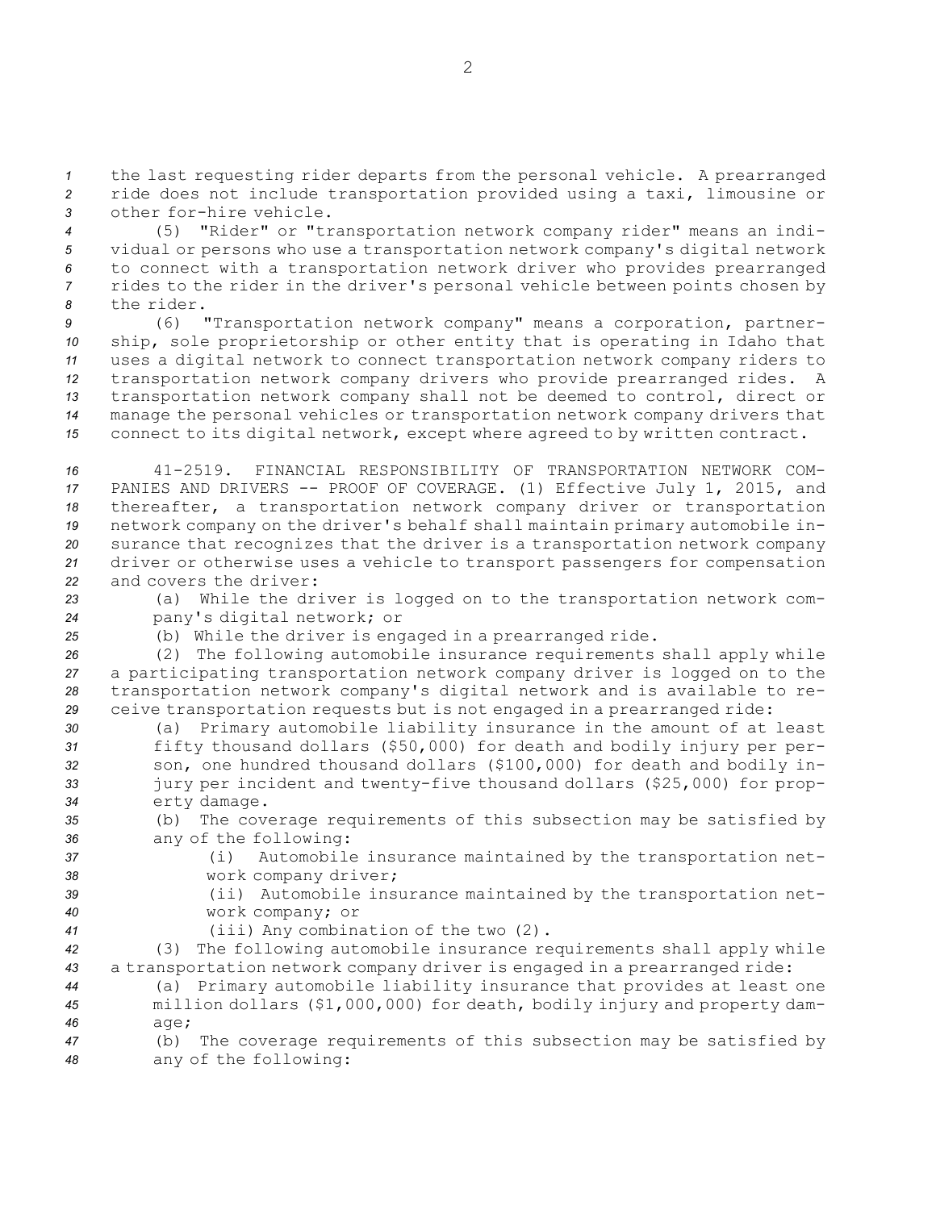the last requesting rider departs from the personal vehicle. A prearranged ride does not include transportation provided using a taxi, limousine or other for-hire vehicle.

(5) "Rider" or "transportation network company rider" means an individual or persons who use a transportation network company's digital network to connect with a transportation network driver who provides prearranged rides to the rider in the driver's personal vehicle between points chosen by the rider.

(6) "Transportation network company" means a corporation, partnership, sole proprietorship or other entity that is operating in Idaho that uses a digital network to connect transportation network company riders to transportation network company drivers who provide prearranged rides. A transportation network company shall not be deemed to control, direct or manage the personal vehicles or transportation network company drivers that connect to its digital network, except where agreed to by written contract.

41-2519. FINANCIAL RESPONSIBILITY OF TRANSPORTATION NETWORK COMPANIES AND DRIVERS -- PROOF OF COVERAGE. (1) Effective July 1, 2015, and thereafter, a transportation network company driver or transportation network company on the driver's behalf shall maintain primary automobile insurance that recognizes that the driver is a transportation network company driver or otherwise uses a vehicle to transport passengers for compensation and covers the driver:

(a) While the driver is logged on to the transportation network company's digital network; or

(b) While the driver is engaged in a prearranged ride.

(2) The following automobile insurance requirements shall apply while a participating transportation network company driver is logged on to the transportation network company's digital network and is available to receive transportation requests but is not engaged in a prearranged ride:

(a) Primary automobile liability insurance in the amount of at least fifty thousand dollars ($50,000) for death and bodily injury per person, one hundred thousand dollars ($100,000) for death and bodily injury per incident and twenty-five thousand dollars ($25,000) for property damage.

(b) The coverage requirements of this subsection may be satisfied by any of the following:

(i) Automobile insurance maintained by the transportation network company driver;

(ii) Automobile insurance maintained by the transportation network company; or

(iii) Any combination of the two (2).

(3) The following automobile insurance requirements shall apply while a transportation network company driver is engaged in a prearranged ride:

(a) Primary automobile liability insurance that provides at least one million dollars ($1,000,000) for death, bodily injury and property damage;

(b) The coverage requirements of this subsection may be satisfied by any of the following: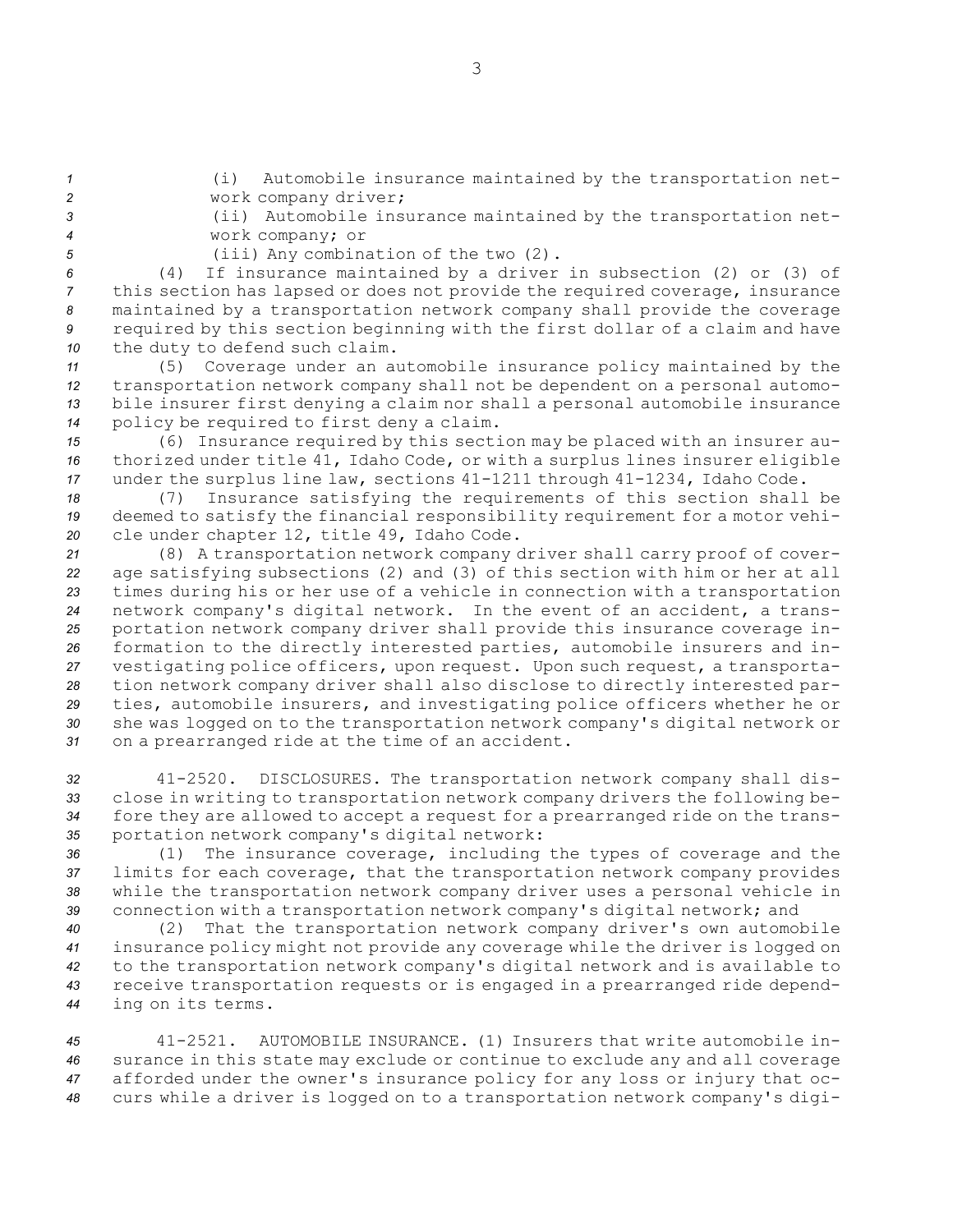(i) Automobile insurance maintained by the transportation network company driver;

(ii) Automobile insurance maintained by the transportation network company; or

(iii) Any combination of the two (2).

(4) If insurance maintained by a driver in subsection (2) or (3) of this section has lapsed or does not provide the required coverage, insurance maintained by a transportation network company shall provide the coverage required by this section beginning with the first dollar of a claim and have the duty to defend such claim.

(5) Coverage under an automobile insurance policy maintained by the transportation network company shall not be dependent on a personal automobile insurer first denying a claim nor shall a personal automobile insurance policy be required to first deny a claim.

(6) Insurance required by this section may be placed with an insurer authorized under title 41, Idaho Code, or with a surplus lines insurer eligible under the surplus line law, sections 41-1211 through 41-1234, Idaho Code.

(7) Insurance satisfying the requirements of this section shall be deemed to satisfy the financial responsibility requirement for a motor vehicle under chapter 12, title 49, Idaho Code.

(8) A transportation network company driver shall carry proof of coverage satisfying subsections (2) and (3) of this section with him or her at all times during his or her use of a vehicle in connection with a transportation network company's digital network. In the event of an accident, a transportation network company driver shall provide this insurance coverage information to the directly interested parties, automobile insurers and investigating police officers, upon request. Upon such request, a transportation network company driver shall also disclose to directly interested parties, automobile insurers, and investigating police officers whether he or she was logged on to the transportation network company's digital network or on a prearranged ride at the time of an accident.

41-2520. DISCLOSURES. The transportation network company shall disclose in writing to transportation network company drivers the following before they are allowed to accept a request for a prearranged ride on the transportation network company's digital network:

(1) The insurance coverage, including the types of coverage and the limits for each coverage, that the transportation network company provides while the transportation network company driver uses a personal vehicle in connection with a transportation network company's digital network; and

(2) That the transportation network company driver's own automobile insurance policy might not provide any coverage while the driver is logged on to the transportation network company's digital network and is available to receive transportation requests or is engaged in a prearranged ride depending on its terms.

41-2521. AUTOMOBILE INSURANCE. (1) Insurers that write automobile insurance in this state may exclude or continue to exclude any and all coverage afforded under the owner's insurance policy for any loss or injury that occurs while a driver is logged on to a transportation network company's digi-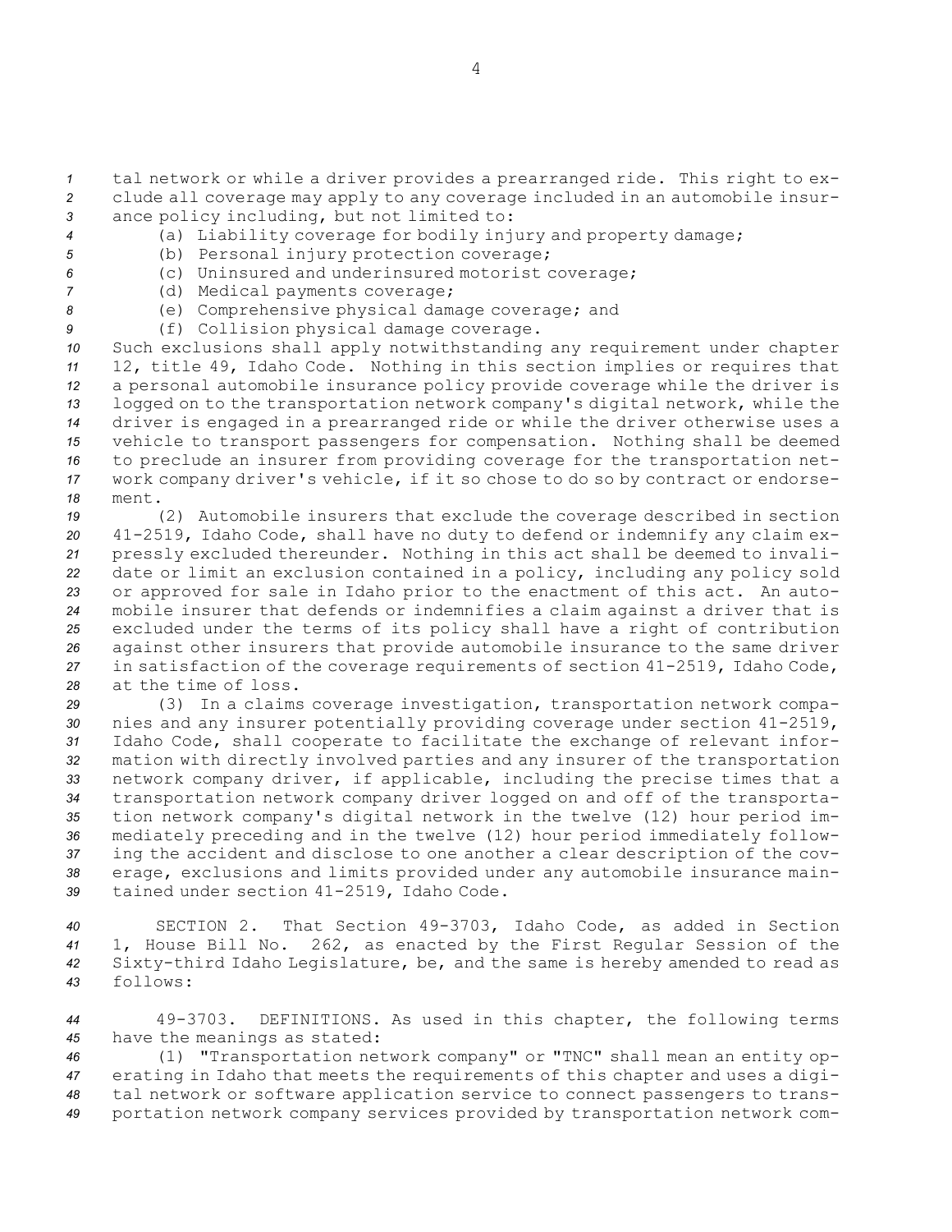tal network or while a driver provides a prearranged ride. This right to exclude all coverage may apply to any coverage included in an automobile insurance policy including, but not limited to:

(a) Liability coverage for bodily injury and property damage;

(b) Personal injury protection coverage;

(c) Uninsured and underinsured motorist coverage;

(d) Medical payments coverage;

(e) Comprehensive physical damage coverage; and

(f) Collision physical damage coverage.

Such exclusions shall apply notwithstanding any requirement under chapter 12, title 49, Idaho Code. Nothing in this section implies or requires that a personal automobile insurance policy provide coverage while the driver is logged on to the transportation network company's digital network, while the driver is engaged in a prearranged ride or while the driver otherwise uses a vehicle to transport passengers for compensation. Nothing shall be deemed to preclude an insurer from providing coverage for the transportation network company driver's vehicle, if it so chose to do so by contract or endorsement.

(2) Automobile insurers that exclude the coverage described in section 41-2519, Idaho Code, shall have no duty to defend or indemnify any claim expressly excluded thereunder. Nothing in this act shall be deemed to invalidate or limit an exclusion contained in a policy, including any policy sold or approved for sale in Idaho prior to the enactment of this act. An automobile insurer that defends or indemnifies a claim against a driver that is excluded under the terms of its policy shall have a right of contribution against other insurers that provide automobile insurance to the same driver in satisfaction of the coverage requirements of section 41-2519, Idaho Code, at the time of loss.

(3) In a claims coverage investigation, transportation network companies and any insurer potentially providing coverage under section 41-2519, Idaho Code, shall cooperate to facilitate the exchange of relevant information with directly involved parties and any insurer of the transportation network company driver, if applicable, including the precise times that a transportation network company driver logged on and off of the transportation network company's digital network in the twelve (12) hour period immediately preceding and in the twelve (12) hour period immediately following the accident and disclose to one another a clear description of the coverage, exclusions and limits provided under any automobile insurance maintained under section 41-2519, Idaho Code.

SECTION 2. That Section 49-3703, Idaho Code, as added in Section 1, House Bill No. 262, as enacted by the First Regular Session of the Sixty-third Idaho Legislature, be, and the same is hereby amended to read as follows:

49-3703. DEFINITIONS. As used in this chapter, the following terms have the meanings as stated:

(1) "Transportation network company" or "TNC" shall mean an entity operating in Idaho that meets the requirements of this chapter and uses a digital network or software application service to connect passengers to transportation network company services provided by transportation network com-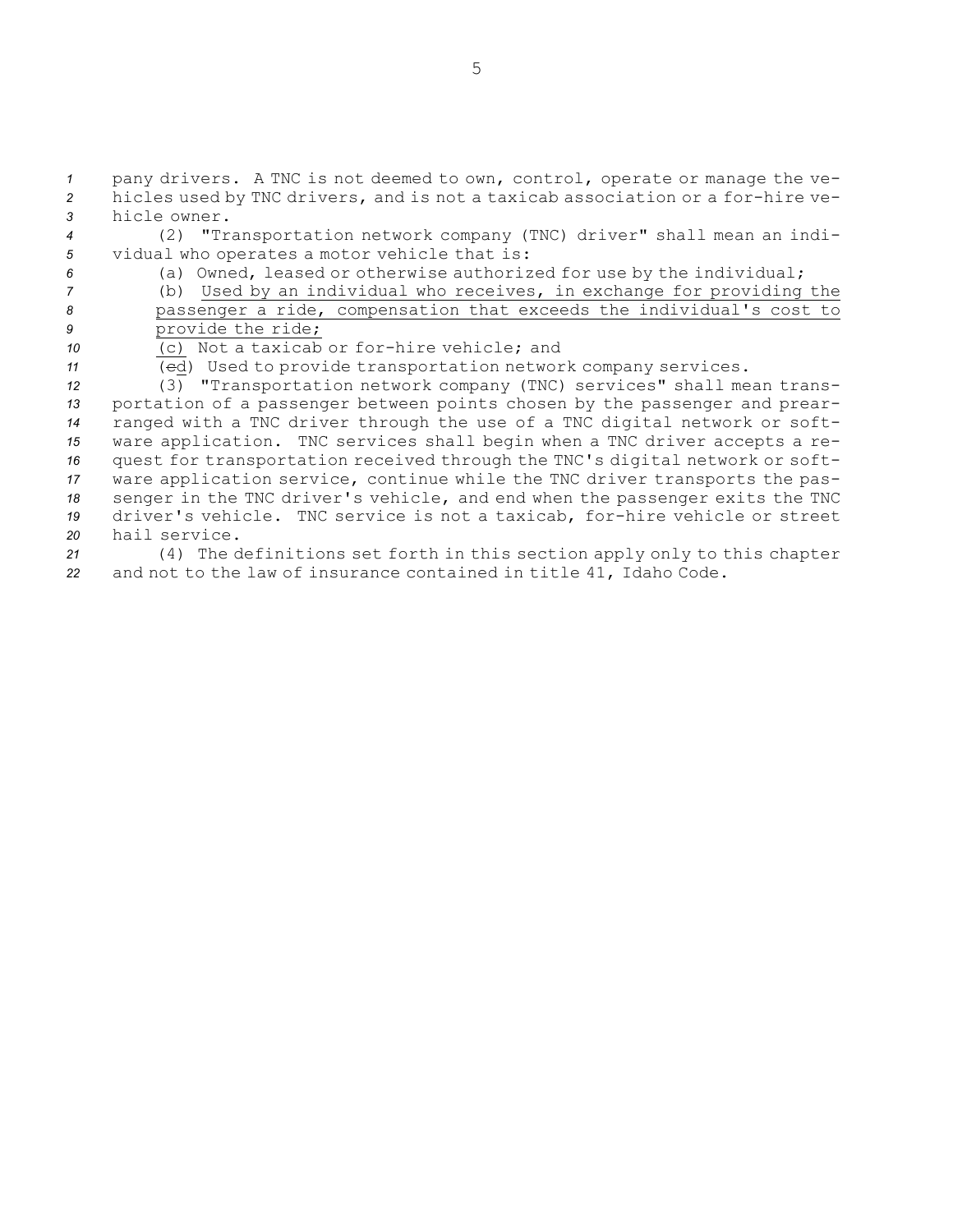pany drivers. A TNC is not deemed to own, control, operate or manage the vehicles used by TNC drivers, and is not a taxicab association or a for-hire vehicle owner.

(2) "Transportation network company (TNC) driver" shall mean an individual who operates a motor vehicle that is:

(a) Owned, leased or otherwise authorized for use by the individual;

(b) Used by an individual who receives, in exchange for providing the passenger a ride, compensation that exceeds the individual's cost to provide the ride;

(c) Not a taxicab or for-hire vehicle; and

(cd) Used to provide transportation network company services.

(3) "Transportation network company (TNC) services" shall mean transportation of a passenger between points chosen by the passenger and prearranged with a TNC driver through the use of a TNC digital network or software application. TNC services shall begin when a TNC driver accepts a request for transportation received through the TNC's digital network or software application service, continue while the TNC driver transports the passenger in the TNC driver's vehicle, and end when the passenger exits the TNC driver's vehicle. TNC service is not a taxicab, for-hire vehicle or street hail service.

(4) The definitions set forth in this section apply only to this chapter and not to the law of insurance contained in title 41, Idaho Code.